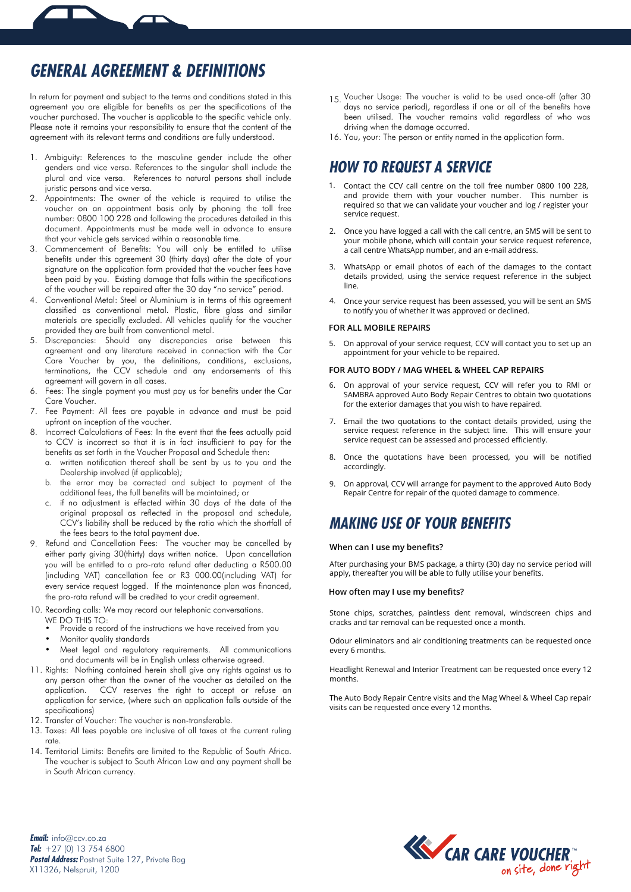# GENERAL AGREEMENT & DEFINITIONS

In return for payment and subject to the terms and conditions stated in this agreement you are eligible for benefits as per the specifications of the voucher purchased. The voucher is applicable to the specific vehicle only. Please note it remains your responsibility to ensure that the content of the agreement with its relevant terms and conditions are fully understood.

1. Ambiguity: References to the masculine gender include the other genders and vice versa. References to the singular shall include the plural and vice versa. References to natural persons shall include juristic persons and vice versa.
2. Appointments: The owner of the vehicle is required to utilise the voucher on an appointment basis only by phoning the toll free number: 0800 100 228 and following the procedures detailed in this document. Appointments must be made well in advance to ensure that your vehicle gets serviced within a reasonable time.
3. Commencement of Benefits: You will only be entitled to utilise benefits under this agreement 30 (thirty days) after the date of your signature on the application form provided that the voucher fees have been paid by you. Existing damage that falls within the specifications of the voucher will be repaired after the 30 day "no service" period.
4. Conventional Metal: Steel or Aluminium is in terms of this agreement classified as conventional metal. Plastic, fibre glass and similar materials are specially excluded. All vehicles qualify for the voucher provided they are built from conventional metal.
5. Discrepancies: Should any discrepancies arise between this agreement and any literature received in connection with the Car Care Voucher by you, the definitions, conditions, exclusions, terminations, the CCV schedule and any endorsements of this agreement will govern in all cases.
6. Fees: The single payment you must pay us for benefits under the Car Care Voucher.
7. Fee Payment: All fees are payable in advance and must be paid upfront on inception of the voucher.
8. Incorrect Calculations of Fees: In the event that the fees actually paid to CCV is incorrect so that it is in fact insufficient to pay for the benefits as set forth in the Voucher Proposal and Schedule then:
   a. written notification thereof shall be sent by us to you and the Dealership involved (if applicable);
   b. the error may be corrected and subject to payment of the additional fees, the full benefits will be maintained; or
   c. if no adjustment is effected within 30 days of the date of the original proposal as reflected in the proposal and schedule, CCV's liability shall be reduced by the ratio which the shortfall of the fees bears to the total payment due.
9. Refund and Cancellation Fees: The voucher may be cancelled by either party giving 30(thirty) days written notice. Upon cancellation you will be entitled to a pro-rata refund after deducting a R500.00 (including VAT) cancellation fee or R3 000.00(including VAT) for every service request logged. If the maintenance plan was financed, the pro-rata refund will be credited to your credit agreement.
10. Recording calls: We may record our telephonic conversations.
    WE DO THIS TO:
    - Provide a record of the instructions we have received from you
    - Monitor quality standards
    - Meet legal and regulatory requirements. All communications and documents will be in English unless otherwise agreed.
11. Rights: Nothing contained herein shall give any rights against us to any person other than the owner of the voucher as detailed on the application. CCV reserves the right to accept or refuse an application for service, (where such an application falls outside of the specifications)
12. Transfer of Voucher: The voucher is non-transferable.
13. Taxes: All fees payable are inclusive of all taxes at the current ruling rate.
14. Territorial Limits: Benefits are limited to the Republic of South Africa. The voucher is subject to South African Law and any payment shall be in South African currency.
15. Voucher Usage: The voucher is valid to be used once-off (after 30 days no service period), regardless if one or all of the benefits have been utilised. The voucher remains valid regardless of who was driving when the damage occurred.
16. You, your: The person or entity named in the application form.

# HOW TO REQUEST A SERVICE

1. Contact the CCV call centre on the toll free number 0800 100 228, and provide them with your voucher number. This number is required so that we can validate your voucher and log / register your service request.
2. Once you have logged a call with the call centre, an SMS will be sent to your mobile phone, which will contain your service request reference, a call centre WhatsApp number, and an e-mail address.
3. WhatsApp or email photos of each of the damages to the contact details provided, using the service request reference in the subject line.
4. Once your service request has been assessed, you will be sent an SMS to notify you of whether it was approved or declined.

**FOR ALL MOBILE REPAIRS**

5. On approval of your service request, CCV will contact you to set up an appointment for your vehicle to be repaired.

**FOR AUTO BODY / MAG WHEEL & WHEEL CAP REPAIRS**

6. On approval of your service request, CCV will refer you to RMI or SAMBRA approved Auto Body Repair Centres to obtain two quotations for the exterior damages that you wish to have repaired.
7. Email the two quotations to the contact details provided, using the service request reference in the subject line. This will ensure your service request can be assessed and processed efficiently.
8. Once the quotations have been processed, you will be notified accordingly.
9. On approval, CCV will arrange for payment to the approved Auto Body Repair Centre for repair of the quoted damage to commence.

# MAKING USE OF YOUR BENEFITS

**When can I use my benefits?**

After purchasing your BMS package, a thirty (30) day no service period will apply, thereafter you will be able to fully utilise your benefits.

**How often may I use my benefits?**

Stone chips, scratches, paintless dent removal, windscreen chips and cracks and tar removal can be requested once a month.

Odour eliminators and air conditioning treatments can be requested once every 6 months.

Headlight Renewal and Interior Treatment can be requested once every 12 months.

The Auto Body Repair Centre visits and the Mag Wheel & Wheel Cap repair visits can be requested once every 12 months.

***Email:*** info@ccv.co.za
***Tel:*** +27 (0) 13 754 6800
***Postal Address:*** Postnet Suite 127, Private Bag X11326, Nelspruit, 1200

CAR CARE VOUCHER™ *on site, done right*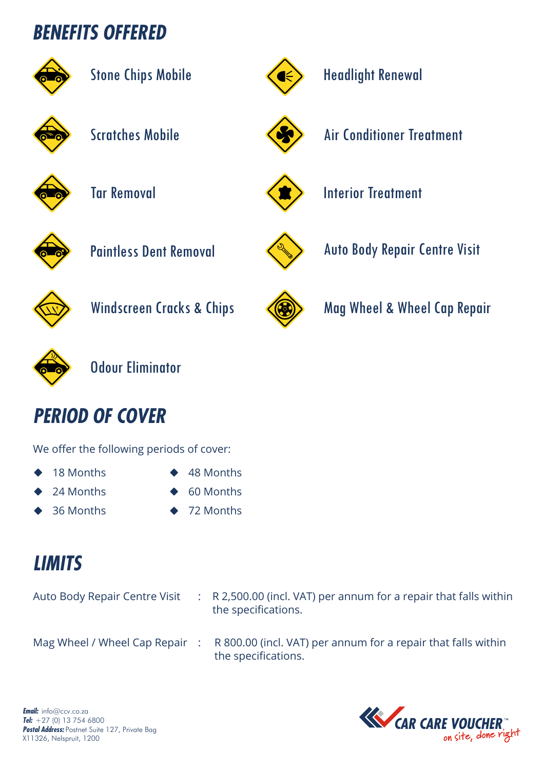## BENEFITS OFFERED

- Stone Chips Mobile
- Scratches Mobile
- Tar Removal
- Paintless Dent Removal
- Windscreen Cracks & Chips
- Odour Eliminator
- Headlight Renewal
- Air Conditioner Treatment
- Interior Treatment
- Auto Body Repair Centre Visit
- Mag Wheel & Wheel Cap Repair

## PERIOD OF COVER

We offer the following periods of cover:

- 18 Months
- 24 Months
- 36 Months
- 48 Months
- 60 Months
- 72 Months

## LIMITS

Auto Body Repair Centre Visit : R 2,500.00 (incl. VAT) per annum for a repair that falls within the specifications.

Mag Wheel / Wheel Cap Repair : R 800.00 (incl. VAT) per annum for a repair that falls within the specifications.

***Email:*** info@ccv.co.za
***Tel:*** +27 (0) 13 754 6800
***Postal Address:*** Postnet Suite 127, Private Bag X11326, Nelspruit, 1200

CAR CARE VOUCHER™ on site, done right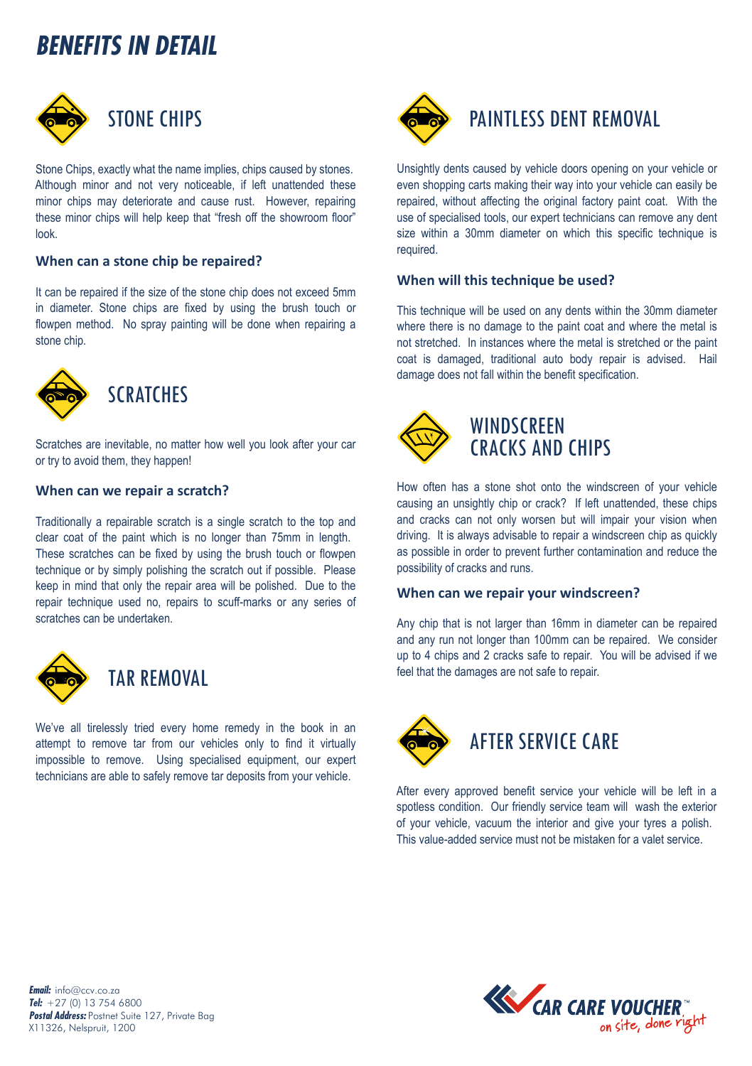# BENEFITS IN DETAIL

## STONE CHIPS

Stone Chips, exactly what the name implies, chips caused by stones. Although minor and not very noticeable, if left unattended these minor chips may deteriorate and cause rust. However, repairing these minor chips will help keep that "fresh off the showroom floor" look.

### When can a stone chip be repaired?

It can be repaired if the size of the stone chip does not exceed 5mm in diameter. Stone chips are fixed by using the brush touch or flowpen method. No spray painting will be done when repairing a stone chip.

## SCRATCHES

Scratches are inevitable, no matter how well you look after your car or try to avoid them, they happen!

### When can we repair a scratch?

Traditionally a repairable scratch is a single scratch to the top and clear coat of the paint which is no longer than 75mm in length. These scratches can be fixed by using the brush touch or flowpen technique or by simply polishing the scratch out if possible. Please keep in mind that only the repair area will be polished. Due to the repair technique used no, repairs to scuff-marks or any series of scratches can be undertaken.

## TAR REMOVAL

We've all tirelessly tried every home remedy in the book in an attempt to remove tar from our vehicles only to find it virtually impossible to remove. Using specialised equipment, our expert technicians are able to safely remove tar deposits from your vehicle.

## PAINTLESS DENT REMOVAL

Unsightly dents caused by vehicle doors opening on your vehicle or even shopping carts making their way into your vehicle can easily be repaired, without affecting the original factory paint coat. With the use of specialised tools, our expert technicians can remove any dent size within a 30mm diameter on which this specific technique is required.

### When will this technique be used?

This technique will be used on any dents within the 30mm diameter where there is no damage to the paint coat and where the metal is not stretched. In instances where the metal is stretched or the paint coat is damaged, traditional auto body repair is advised. Hail damage does not fall within the benefit specification.

## WINDSCREEN CRACKS AND CHIPS

How often has a stone shot onto the windscreen of your vehicle causing an unsightly chip or crack? If left unattended, these chips and cracks can not only worsen but will impair your vision when driving. It is always advisable to repair a windscreen chip as quickly as possible in order to prevent further contamination and reduce the possibility of cracks and runs.

### When can we repair your windscreen?

Any chip that is not larger than 16mm in diameter can be repaired and any run not longer than 100mm can be repaired. We consider up to 4 chips and 2 cracks safe to repair. You will be advised if we feel that the damages are not safe to repair.

## AFTER SERVICE CARE

After every approved benefit service your vehicle will be left in a spotless condition. Our friendly service team will wash the exterior of your vehicle, vacuum the interior and give your tyres a polish. This value-added service must not be mistaken for a valet service.

***Email:*** info@ccv.co.za
***Tel:*** +27 (0) 13 754 6800
***Postal Address:*** Postnet Suite 127, Private Bag X11326, Nelspruit, 1200

CAR CARE VOUCHER™ on site, done right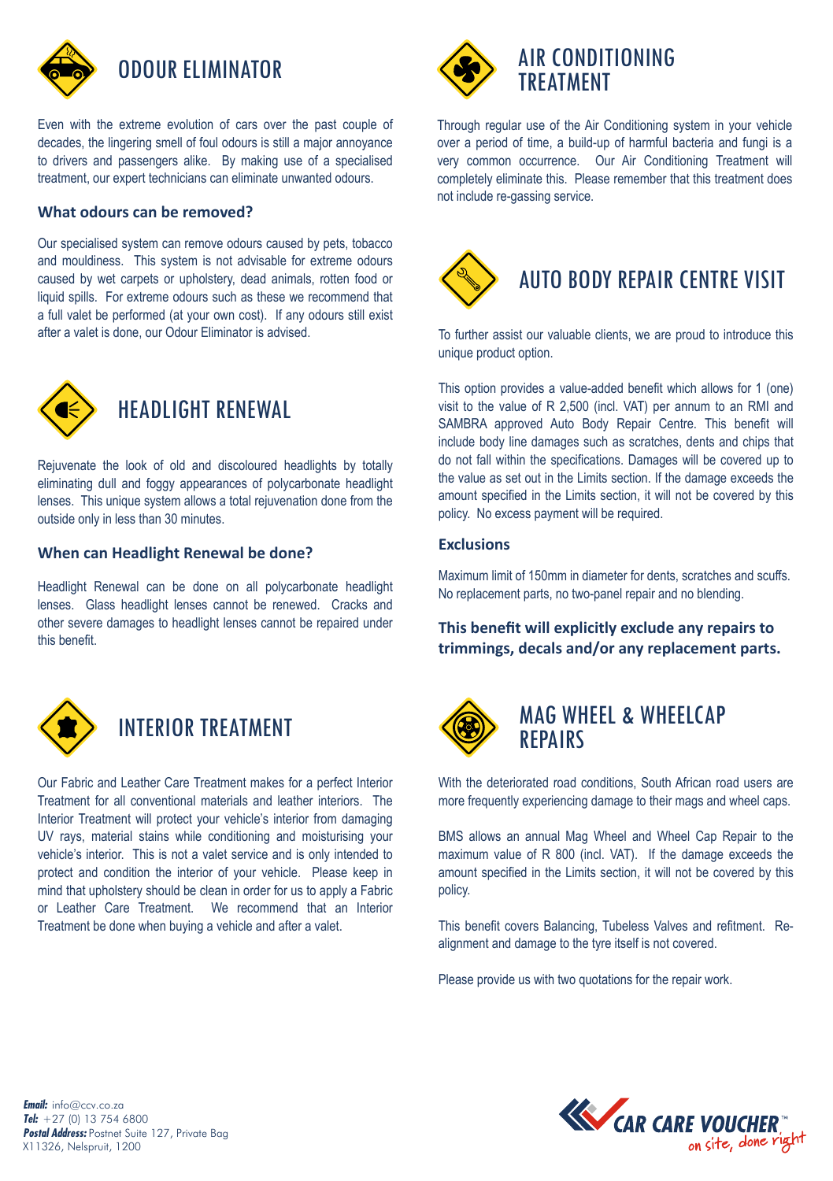## ODOUR ELIMINATOR

Even with the extreme evolution of cars over the past couple of decades, the lingering smell of foul odours is still a major annoyance to drivers and passengers alike. By making use of a specialised treatment, our expert technicians can eliminate unwanted odours.

### What odours can be removed?

Our specialised system can remove odours caused by pets, tobacco and mouldiness. This system is not advisable for extreme odours caused by wet carpets or upholstery, dead animals, rotten food or liquid spills. For extreme odours such as these we recommend that a full valet be performed (at your own cost). If any odours still exist after a valet is done, our Odour Eliminator is advised.

## HEADLIGHT RENEWAL

Rejuvenate the look of old and discoloured headlights by totally eliminating dull and foggy appearances of polycarbonate headlight lenses. This unique system allows a total rejuvenation done from the outside only in less than 30 minutes.

### When can Headlight Renewal be done?

Headlight Renewal can be done on all polycarbonate headlight lenses. Glass headlight lenses cannot be renewed. Cracks and other severe damages to headlight lenses cannot be repaired under this benefit.

## INTERIOR TREATMENT

Our Fabric and Leather Care Treatment makes for a perfect Interior Treatment for all conventional materials and leather interiors. The Interior Treatment will protect your vehicle's interior from damaging UV rays, material stains while conditioning and moisturising your vehicle's interior. This is not a valet service and is only intended to protect and condition the interior of your vehicle. Please keep in mind that upholstery should be clean in order for us to apply a Fabric or Leather Care Treatment. We recommend that an Interior Treatment be done when buying a vehicle and after a valet.

## AIR CONDITIONING TREATMENT

Through regular use of the Air Conditioning system in your vehicle over a period of time, a build-up of harmful bacteria and fungi is a very common occurrence. Our Air Conditioning Treatment will completely eliminate this. Please remember that this treatment does not include re-gassing service.

## AUTO BODY REPAIR CENTRE VISIT

To further assist our valuable clients, we are proud to introduce this unique product option.

This option provides a value-added benefit which allows for 1 (one) visit to the value of R 2,500 (incl. VAT) per annum to an RMI and SAMBRA approved Auto Body Repair Centre. This benefit will include body line damages such as scratches, dents and chips that do not fall within the specifications. Damages will be covered up to the value as set out in the Limits section. If the damage exceeds the amount specified in the Limits section, it will not be covered by this policy. No excess payment will be required.

### Exclusions

Maximum limit of 150mm in diameter for dents, scratches and scuffs. No replacement parts, no two-panel repair and no blending.

**This benefit will explicitly exclude any repairs to trimmings, decals and/or any replacement parts.**

## MAG WHEEL & WHEELCAP REPAIRS

With the deteriorated road conditions, South African road users are more frequently experiencing damage to their mags and wheel caps.

BMS allows an annual Mag Wheel and Wheel Cap Repair to the maximum value of R 800 (incl. VAT). If the damage exceeds the amount specified in the Limits section, it will not be covered by this policy.

This benefit covers Balancing, Tubeless Valves and refitment. Re-alignment and damage to the tyre itself is not covered.

Please provide us with two quotations for the repair work.

***Email:*** info@ccv.co.za
***Tel:*** +27 (0) 13 754 6800
***Postal Address:*** Postnet Suite 127, Private Bag X11326, Nelspruit, 1200

CAR CARE VOUCHER™ on site, done right